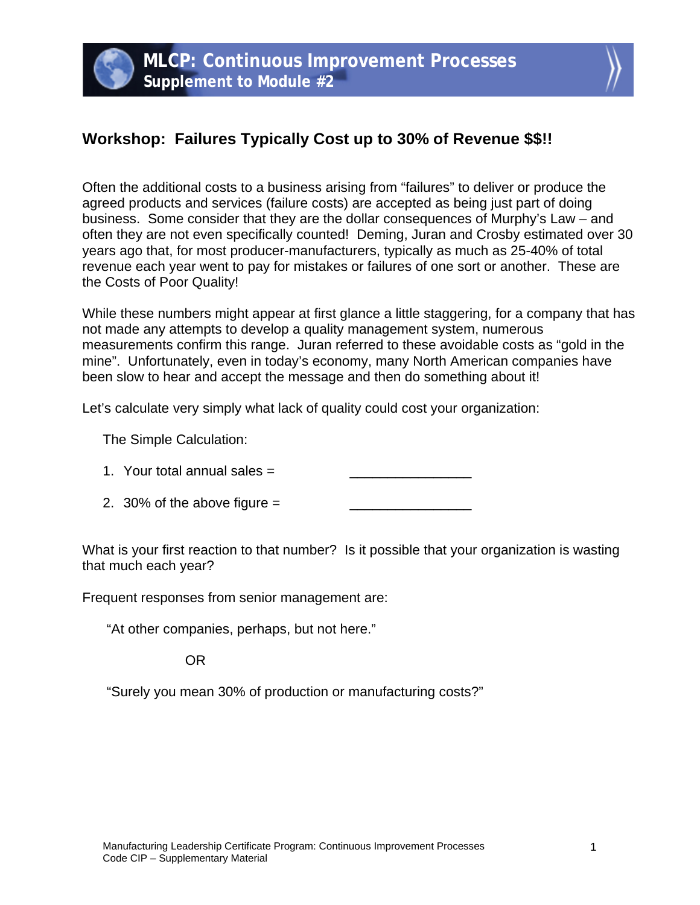# MLCP: Continuous Improvement Processes
## Supplement to Module #2

### Workshop: Failures Typically Cost up to 30% of Revenue $$!!

Often the additional costs to a business arising from "failures" to deliver or produce the agreed products and services (failure costs) are accepted as being just part of doing business. Some consider that they are the dollar consequences of Murphy's Law – and often they are not even specifically counted! Deming, Juran and Crosby estimated over 30 years ago that, for most producer-manufacturers, typically as much as 25-40% of total revenue each year went to pay for mistakes or failures of one sort or another. These are the Costs of Poor Quality!

While these numbers might appear at first glance a little staggering, for a company that has not made any attempts to develop a quality management system, numerous measurements confirm this range. Juran referred to these avoidable costs as "gold in the mine". Unfortunately, even in today's economy, many North American companies have been slow to hear and accept the message and then do something about it!

Let's calculate very simply what lack of quality could cost your organization:

The Simple Calculation:

1. Your total annual sales = ________________
2. 30% of the above figure = ________________

What is your first reaction to that number? Is it possible that your organization is wasting that much each year?

Frequent responses from senior management are:

"At other companies, perhaps, but not here."

OR

"Surely you mean 30% of production or manufacturing costs?"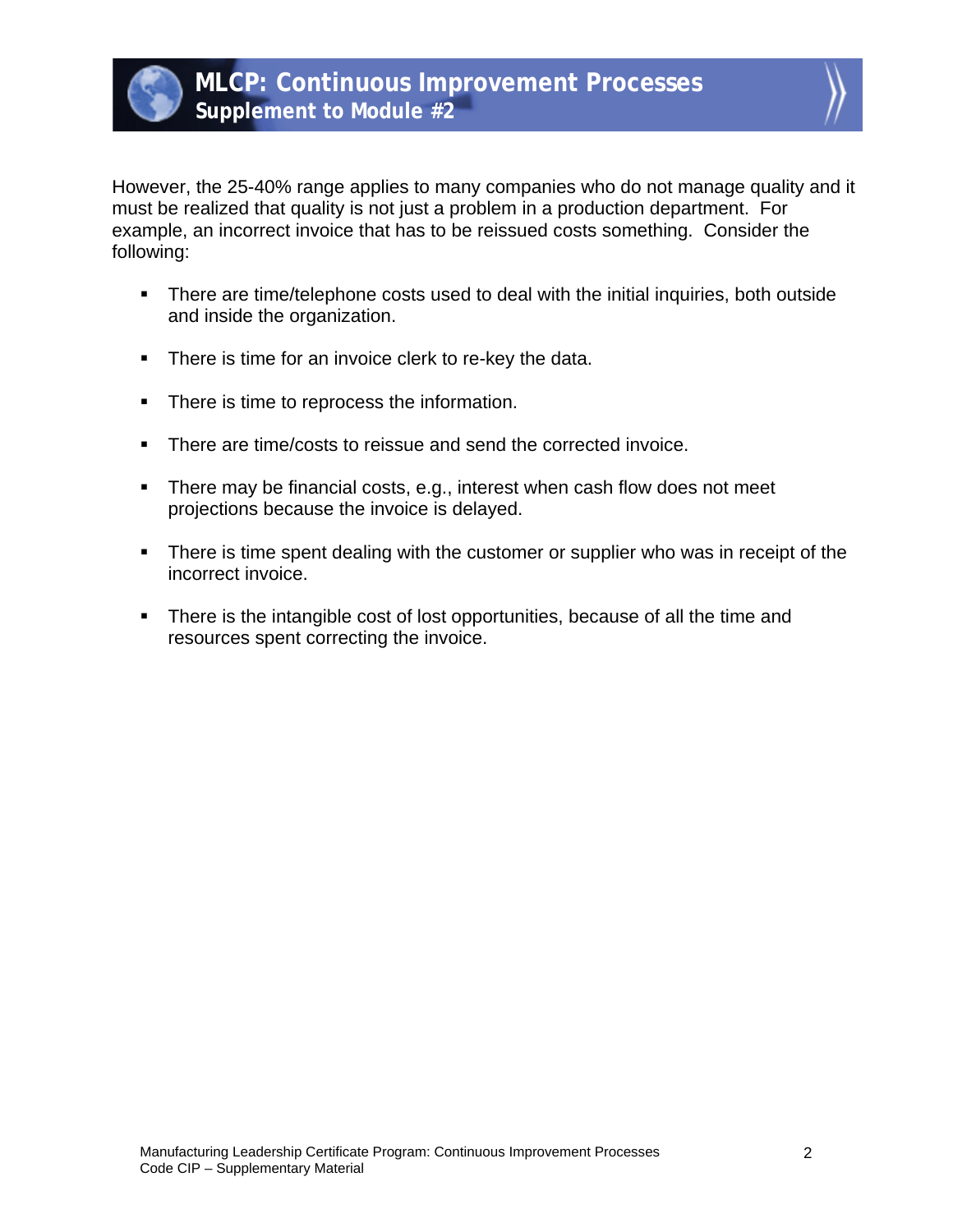However, the 25-40% range applies to many companies who do not manage quality and it must be realized that quality is not just a problem in a production department. For example, an incorrect invoice that has to be reissued costs something. Consider the following:

- There are time/telephone costs used to deal with the initial inquiries, both outside and inside the organization.
- There is time for an invoice clerk to re-key the data.
- There is time to reprocess the information.
- There are time/costs to reissue and send the corrected invoice.
- There may be financial costs, e.g., interest when cash flow does not meet projections because the invoice is delayed.
- There is time spent dealing with the customer or supplier who was in receipt of the incorrect invoice.
- There is the intangible cost of lost opportunities, because of all the time and resources spent correcting the invoice.